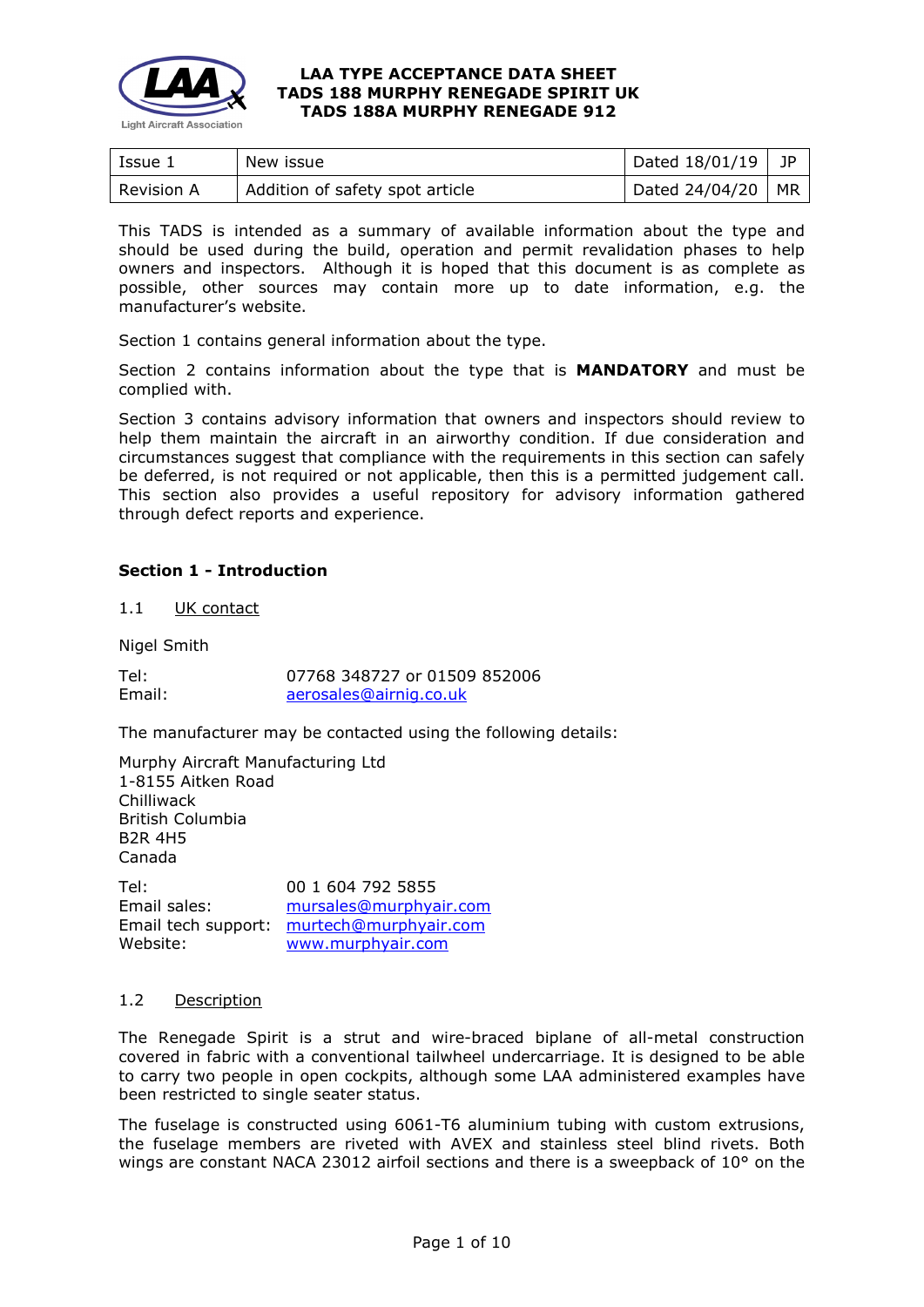# LAA TYPE ACCEPTANCE DATA SHEET
# TADS 188 MURPHY RENEGADE SPIRIT UK
# TADS 188A MURPHY RENEGADE 912

| Issue 1 | New issue | Dated 18/01/19 | JP |
|---|---|---|---|
| Revision A | Addition of safety spot article | Dated 24/04/20 | MR |

This TADS is intended as a summary of available information about the type and should be used during the build, operation and permit revalidation phases to help owners and inspectors. Although it is hoped that this document is as complete as possible, other sources may contain more up to date information, e.g. the manufacturer's website.

Section 1 contains general information about the type.

Section 2 contains information about the type that is **MANDATORY** and must be complied with.

Section 3 contains advisory information that owners and inspectors should review to help them maintain the aircraft in an airworthy condition. If due consideration and circumstances suggest that compliance with the requirements in this section can safely be deferred, is not required or not applicable, then this is a permitted judgement call. This section also provides a useful repository for advisory information gathered through defect reports and experience.

## Section 1 - Introduction

### 1.1 UK contact

Nigel Smith

Tel: 07768 348727 or 01509 852006
Email: aerosales@airnig.co.uk

The manufacturer may be contacted using the following details:

Murphy Aircraft Manufacturing Ltd
1-8155 Aitken Road
Chilliwack
British Columbia
B2R 4H5
Canada

Tel: 00 1 604 792 5855
Email sales: mursales@murphyair.com
Email tech support: murtech@murphyair.com
Website: www.murphyair.com

### 1.2 Description

The Renegade Spirit is a strut and wire-braced biplane of all-metal construction covered in fabric with a conventional tailwheel undercarriage. It is designed to be able to carry two people in open cockpits, although some LAA administered examples have been restricted to single seater status.

The fuselage is constructed using 6061-T6 aluminium tubing with custom extrusions, the fuselage members are riveted with AVEX and stainless steel blind rivets. Both wings are constant NACA 23012 airfoil sections and there is a sweepback of 10° on the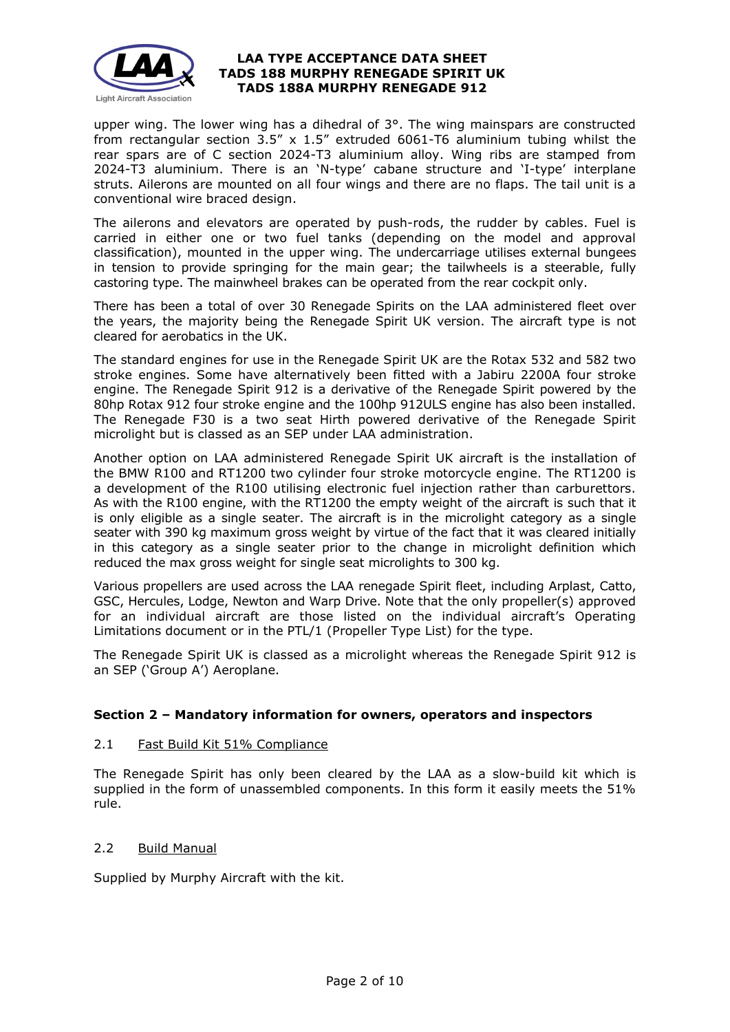upper wing. The lower wing has a dihedral of 3°. The wing mainspars are constructed from rectangular section 3.5" x 1.5" extruded 6061-T6 aluminium tubing whilst the rear spars are of C section 2024-T3 aluminium alloy. Wing ribs are stamped from 2024-T3 aluminium. There is an 'N-type' cabane structure and 'I-type' interplane struts. Ailerons are mounted on all four wings and there are no flaps. The tail unit is a conventional wire braced design.

The ailerons and elevators are operated by push-rods, the rudder by cables. Fuel is carried in either one or two fuel tanks (depending on the model and approval classification), mounted in the upper wing. The undercarriage utilises external bungees in tension to provide springing for the main gear; the tailwheels is a steerable, fully castoring type. The mainwheel brakes can be operated from the rear cockpit only.

There has been a total of over 30 Renegade Spirits on the LAA administered fleet over the years, the majority being the Renegade Spirit UK version. The aircraft type is not cleared for aerobatics in the UK.

The standard engines for use in the Renegade Spirit UK are the Rotax 532 and 582 two stroke engines. Some have alternatively been fitted with a Jabiru 2200A four stroke engine. The Renegade Spirit 912 is a derivative of the Renegade Spirit powered by the 80hp Rotax 912 four stroke engine and the 100hp 912ULS engine has also been installed. The Renegade F30 is a two seat Hirth powered derivative of the Renegade Spirit microlight but is classed as an SEP under LAA administration.

Another option on LAA administered Renegade Spirit UK aircraft is the installation of the BMW R100 and RT1200 two cylinder four stroke motorcycle engine. The RT1200 is a development of the R100 utilising electronic fuel injection rather than carburettors. As with the R100 engine, with the RT1200 the empty weight of the aircraft is such that it is only eligible as a single seater. The aircraft is in the microlight category as a single seater with 390 kg maximum gross weight by virtue of the fact that it was cleared initially in this category as a single seater prior to the change in microlight definition which reduced the max gross weight for single seat microlights to 300 kg.

Various propellers are used across the LAA renegade Spirit fleet, including Arplast, Catto, GSC, Hercules, Lodge, Newton and Warp Drive. Note that the only propeller(s) approved for an individual aircraft are those listed on the individual aircraft's Operating Limitations document or in the PTL/1 (Propeller Type List) for the type.

The Renegade Spirit UK is classed as a microlight whereas the Renegade Spirit 912 is an SEP ('Group A') Aeroplane.

## Section 2 – Mandatory information for owners, operators and inspectors

### 2.1 Fast Build Kit 51% Compliance

The Renegade Spirit has only been cleared by the LAA as a slow-build kit which is supplied in the form of unassembled components. In this form it easily meets the 51% rule.

### 2.2 Build Manual

Supplied by Murphy Aircraft with the kit.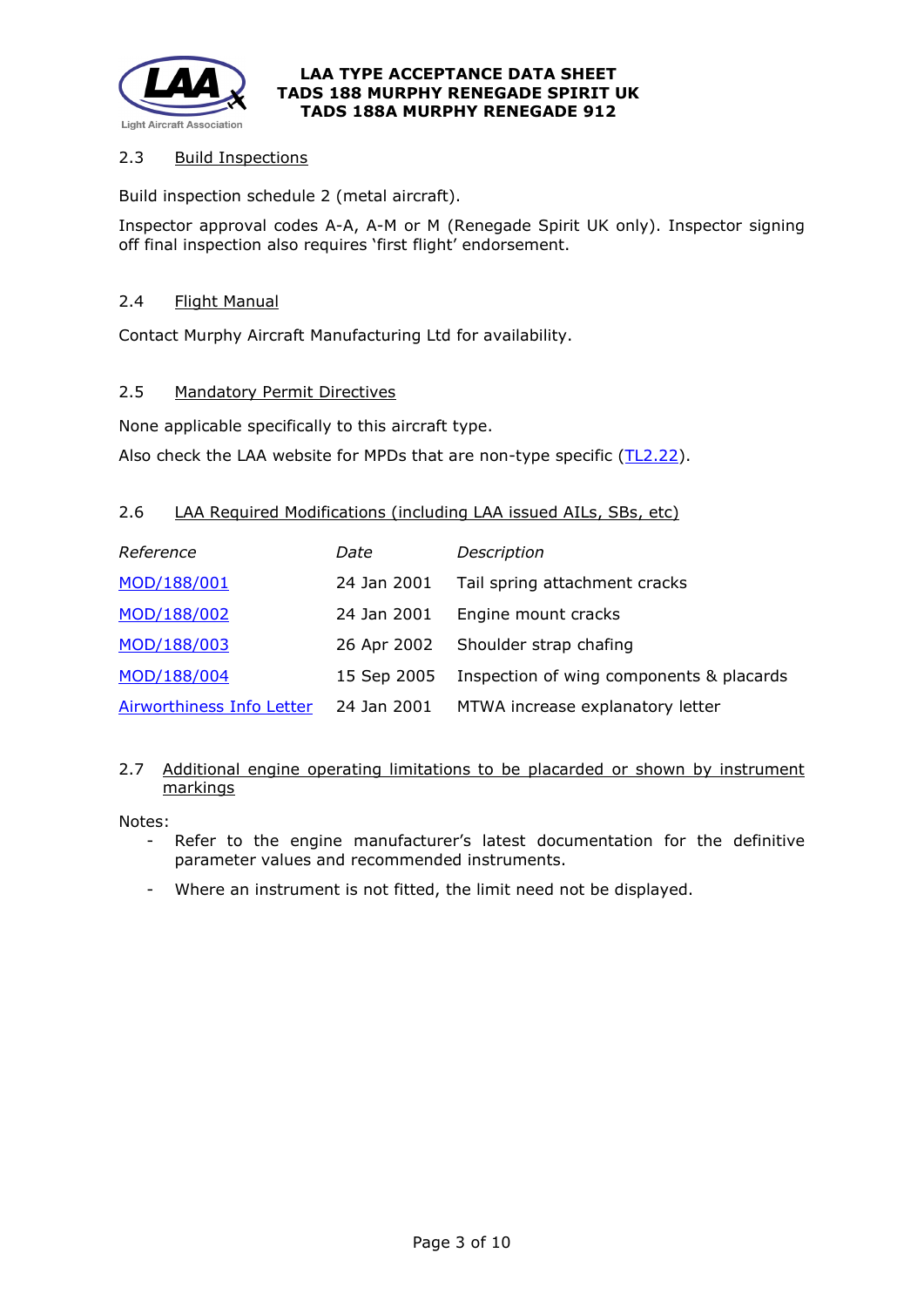### 2.3 Build Inspections

Build inspection schedule 2 (metal aircraft).

Inspector approval codes A-A, A-M or M (Renegade Spirit UK only). Inspector signing off final inspection also requires 'first flight' endorsement.

### 2.4 Flight Manual

Contact Murphy Aircraft Manufacturing Ltd for availability.

### 2.5 Mandatory Permit Directives

None applicable specifically to this aircraft type.

Also check the LAA website for MPDs that are non-type specific (TL2.22).

### 2.6 LAA Required Modifications (including LAA issued AILs, SBs, etc)

| *Reference* | *Date* | *Description* |
|---|---|---|
| MOD/188/001 | 24 Jan 2001 | Tail spring attachment cracks |
| MOD/188/002 | 24 Jan 2001 | Engine mount cracks |
| MOD/188/003 | 26 Apr 2002 | Shoulder strap chafing |
| MOD/188/004 | 15 Sep 2005 | Inspection of wing components & placards |
| Airworthiness Info Letter | 24 Jan 2001 | MTWA increase explanatory letter |

### 2.7 Additional engine operating limitations to be placarded or shown by instrument markings

Notes:

- Refer to the engine manufacturer's latest documentation for the definitive parameter values and recommended instruments.
- Where an instrument is not fitted, the limit need not be displayed.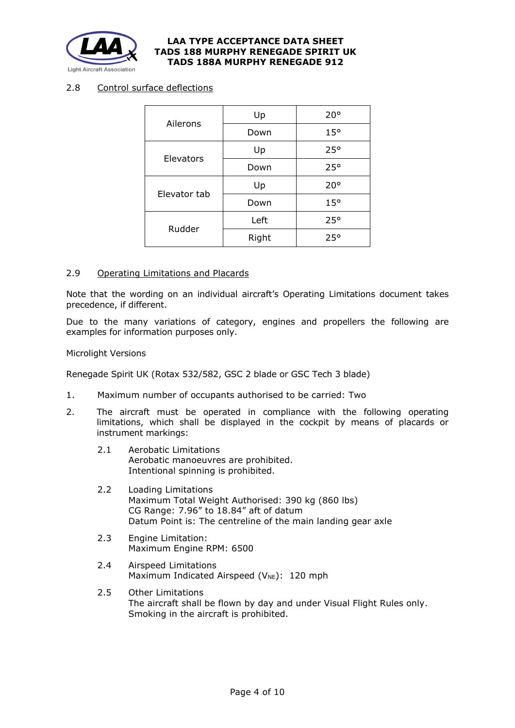## 2.8 Control surface deflections

| | | |
|---|---|---|
| Ailerons | Up | 20° |
| | Down | 15° |
| Elevators | Up | 25° |
| | Down | 25° |
| Elevator tab | Up | 20° |
| | Down | 15° |
| Rudder | Left | 25° |
| | Right | 25° |

## 2.9 Operating Limitations and Placards

Note that the wording on an individual aircraft's Operating Limitations document takes precedence, if different.

Due to the many variations of category, engines and propellers the following are examples for information purposes only.

Microlight Versions

Renegade Spirit UK (Rotax 532/582, GSC 2 blade or GSC Tech 3 blade)

1. Maximum number of occupants authorised to be carried: Two

2. The aircraft must be operated in compliance with the following operating limitations, which shall be displayed in the cockpit by means of placards or instrument markings:

   2.1 Aerobatic Limitations
   Aerobatic manoeuvres are prohibited.
   Intentional spinning is prohibited.

   2.2 Loading Limitations
   Maximum Total Weight Authorised: 390 kg (860 lbs)
   CG Range: 7.96" to 18.84" aft of datum
   Datum Point is: The centreline of the main landing gear axle

   2.3 Engine Limitation:
   Maximum Engine RPM: 6500

   2.4 Airspeed Limitations
   Maximum Indicated Airspeed ($V_{NE}$): 120 mph

   2.5 Other Limitations
   The aircraft shall be flown by day and under Visual Flight Rules only.
   Smoking in the aircraft is prohibited.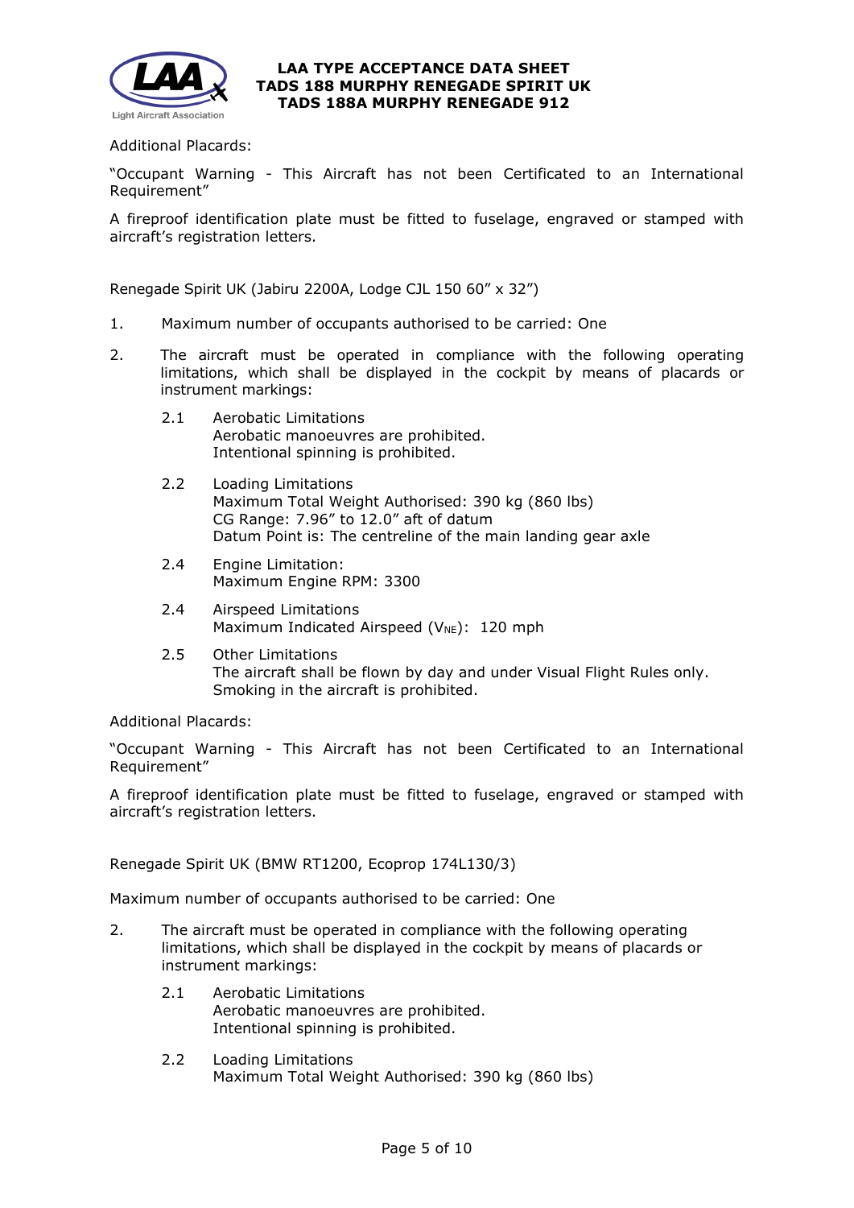Additional Placards:

"Occupant Warning - This Aircraft has not been Certificated to an International Requirement"

A fireproof identification plate must be fitted to fuselage, engraved or stamped with aircraft's registration letters.

Renegade Spirit UK (Jabiru 2200A, Lodge CJL 150 60" x 32")

1. Maximum number of occupants authorised to be carried: One

2. The aircraft must be operated in compliance with the following operating limitations, which shall be displayed in the cockpit by means of placards or instrument markings:

   2.1 Aerobatic Limitations
   Aerobatic manoeuvres are prohibited.
   Intentional spinning is prohibited.

   2.2 Loading Limitations
   Maximum Total Weight Authorised: 390 kg (860 lbs)
   CG Range: 7.96" to 12.0" aft of datum
   Datum Point is: The centreline of the main landing gear axle

   2.4 Engine Limitation:
   Maximum Engine RPM: 3300

   2.4 Airspeed Limitations
   Maximum Indicated Airspeed ($V_{NE}$): 120 mph

   2.5 Other Limitations
   The aircraft shall be flown by day and under Visual Flight Rules only.
   Smoking in the aircraft is prohibited.

Additional Placards:

"Occupant Warning - This Aircraft has not been Certificated to an International Requirement"

A fireproof identification plate must be fitted to fuselage, engraved or stamped with aircraft's registration letters.

Renegade Spirit UK (BMW RT1200, Ecoprop 174L130/3)

Maximum number of occupants authorised to be carried: One

2. The aircraft must be operated in compliance with the following operating limitations, which shall be displayed in the cockpit by means of placards or instrument markings:

   2.1 Aerobatic Limitations
   Aerobatic manoeuvres are prohibited.
   Intentional spinning is prohibited.

   2.2 Loading Limitations
   Maximum Total Weight Authorised: 390 kg (860 lbs)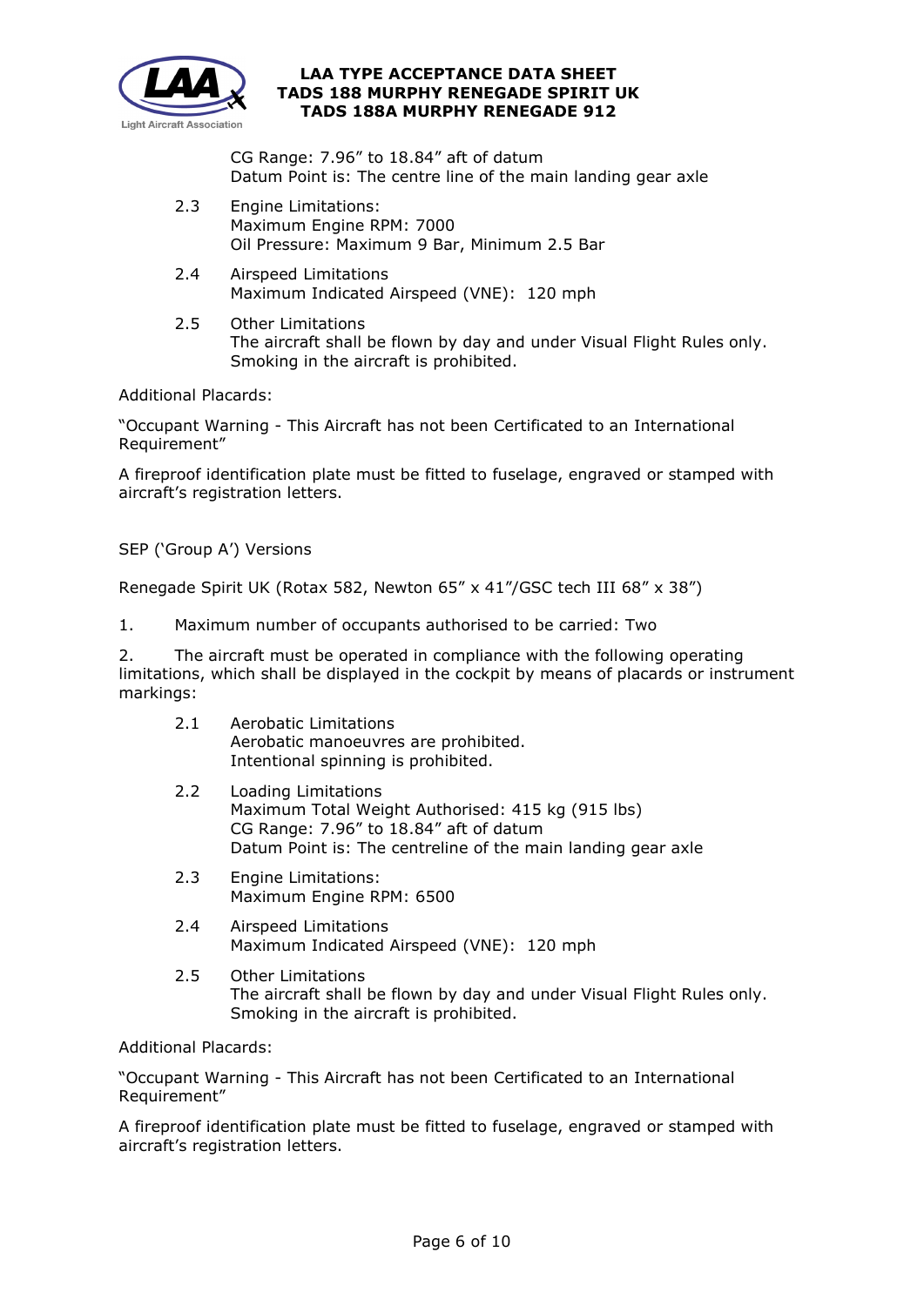CG Range: 7.96" to 18.84" aft of datum
Datum Point is: The centre line of the main landing gear axle

2.3 Engine Limitations:
Maximum Engine RPM: 7000
Oil Pressure: Maximum 9 Bar, Minimum 2.5 Bar

2.4 Airspeed Limitations
Maximum Indicated Airspeed (VNE): 120 mph

2.5 Other Limitations
The aircraft shall be flown by day and under Visual Flight Rules only.
Smoking in the aircraft is prohibited.

Additional Placards:

"Occupant Warning - This Aircraft has not been Certificated to an International Requirement"

A fireproof identification plate must be fitted to fuselage, engraved or stamped with aircraft's registration letters.

SEP ('Group A') Versions

Renegade Spirit UK (Rotax 582, Newton 65" x 41"/GSC tech III 68" x 38")

1. Maximum number of occupants authorised to be carried: Two

2. The aircraft must be operated in compliance with the following operating limitations, which shall be displayed in the cockpit by means of placards or instrument markings:

2.1 Aerobatic Limitations
Aerobatic manoeuvres are prohibited.
Intentional spinning is prohibited.

2.2 Loading Limitations
Maximum Total Weight Authorised: 415 kg (915 lbs)
CG Range: 7.96" to 18.84" aft of datum
Datum Point is: The centreline of the main landing gear axle

2.3 Engine Limitations:
Maximum Engine RPM: 6500

2.4 Airspeed Limitations
Maximum Indicated Airspeed (VNE): 120 mph

2.5 Other Limitations
The aircraft shall be flown by day and under Visual Flight Rules only.
Smoking in the aircraft is prohibited.

Additional Placards:

"Occupant Warning - This Aircraft has not been Certificated to an International Requirement"

A fireproof identification plate must be fitted to fuselage, engraved or stamped with aircraft's registration letters.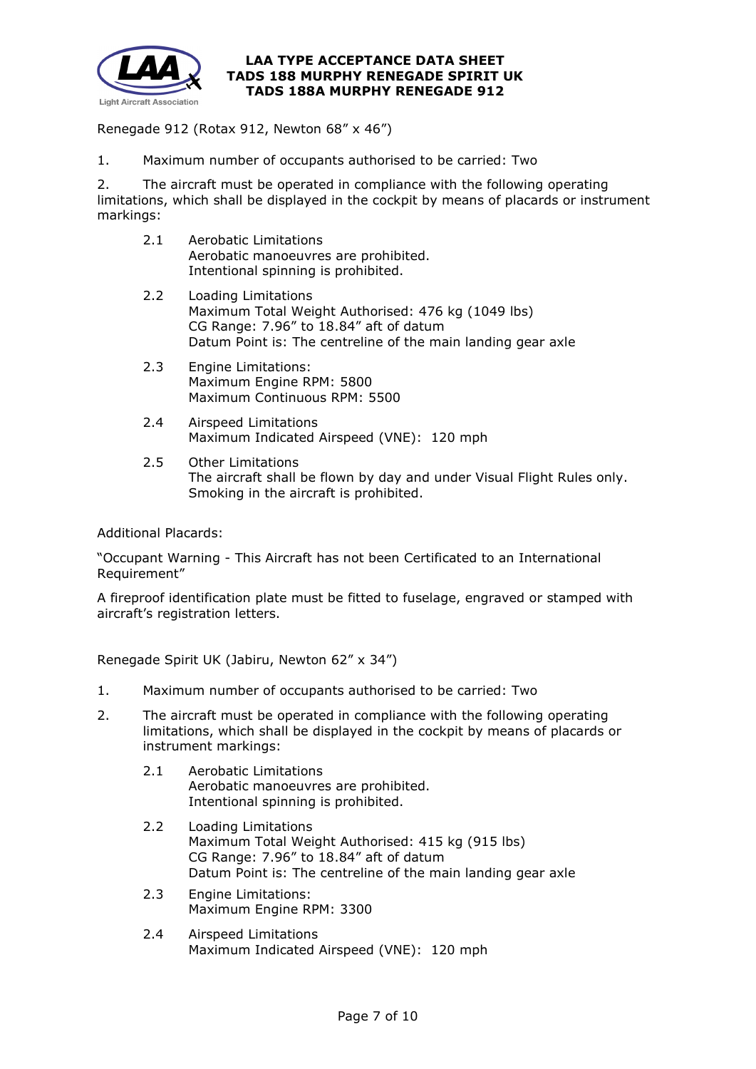Renegade 912 (Rotax 912, Newton 68” x 46”)

1. Maximum number of occupants authorised to be carried: Two

2. The aircraft must be operated in compliance with the following operating limitations, which shall be displayed in the cockpit by means of placards or instrument markings:

   2.1 Aerobatic Limitations
   Aerobatic manoeuvres are prohibited.
   Intentional spinning is prohibited.

   2.2 Loading Limitations
   Maximum Total Weight Authorised: 476 kg (1049 lbs)
   CG Range: 7.96” to 18.84” aft of datum
   Datum Point is: The centreline of the main landing gear axle

   2.3 Engine Limitations:
   Maximum Engine RPM: 5800
   Maximum Continuous RPM: 5500

   2.4 Airspeed Limitations
   Maximum Indicated Airspeed (VNE): 120 mph

   2.5 Other Limitations
   The aircraft shall be flown by day and under Visual Flight Rules only.
   Smoking in the aircraft is prohibited.

Additional Placards:

“Occupant Warning - This Aircraft has not been Certificated to an International Requirement”

A fireproof identification plate must be fitted to fuselage, engraved or stamped with aircraft’s registration letters.

Renegade Spirit UK (Jabiru, Newton 62” x 34”)

1. Maximum number of occupants authorised to be carried: Two

2. The aircraft must be operated in compliance with the following operating limitations, which shall be displayed in the cockpit by means of placards or instrument markings:

   2.1 Aerobatic Limitations
   Aerobatic manoeuvres are prohibited.
   Intentional spinning is prohibited.

   2.2 Loading Limitations
   Maximum Total Weight Authorised: 415 kg (915 lbs)
   CG Range: 7.96” to 18.84” aft of datum
   Datum Point is: The centreline of the main landing gear axle

   2.3 Engine Limitations:
   Maximum Engine RPM: 3300

   2.4 Airspeed Limitations
   Maximum Indicated Airspeed (VNE): 120 mph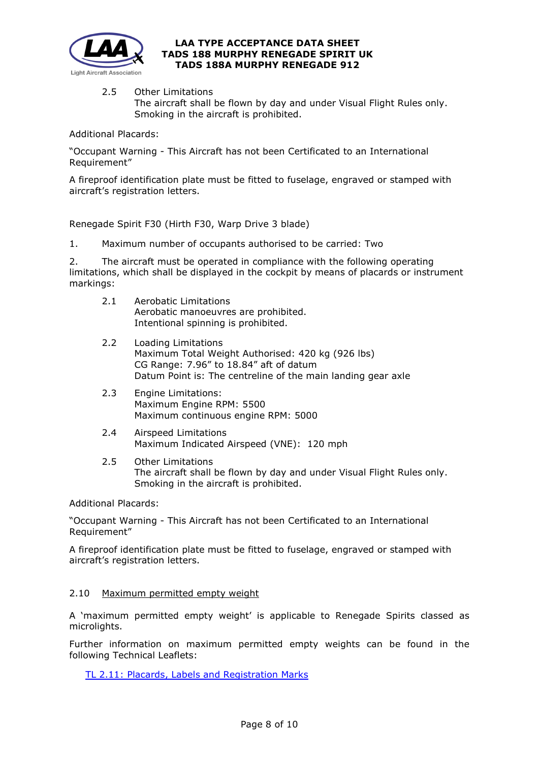2.5 Other Limitations
The aircraft shall be flown by day and under Visual Flight Rules only.
Smoking in the aircraft is prohibited.

Additional Placards:

"Occupant Warning - This Aircraft has not been Certificated to an International Requirement"

A fireproof identification plate must be fitted to fuselage, engraved or stamped with aircraft's registration letters.

Renegade Spirit F30 (Hirth F30, Warp Drive 3 blade)

1. Maximum number of occupants authorised to be carried: Two

2. The aircraft must be operated in compliance with the following operating limitations, which shall be displayed in the cockpit by means of placards or instrument markings:

2.1 Aerobatic Limitations
Aerobatic manoeuvres are prohibited.
Intentional spinning is prohibited.

2.2 Loading Limitations
Maximum Total Weight Authorised: 420 kg (926 lbs)
CG Range: 7.96" to 18.84" aft of datum
Datum Point is: The centreline of the main landing gear axle

2.3 Engine Limitations:
Maximum Engine RPM: 5500
Maximum continuous engine RPM: 5000

2.4 Airspeed Limitations
Maximum Indicated Airspeed (VNE): 120 mph

2.5 Other Limitations
The aircraft shall be flown by day and under Visual Flight Rules only.
Smoking in the aircraft is prohibited.

Additional Placards:

"Occupant Warning - This Aircraft has not been Certificated to an International Requirement"

A fireproof identification plate must be fitted to fuselage, engraved or stamped with aircraft's registration letters.

## 2.10 Maximum permitted empty weight

A 'maximum permitted empty weight' is applicable to Renegade Spirits classed as microlights.

Further information on maximum permitted empty weights can be found in the following Technical Leaflets:

TL 2.11: Placards, Labels and Registration Marks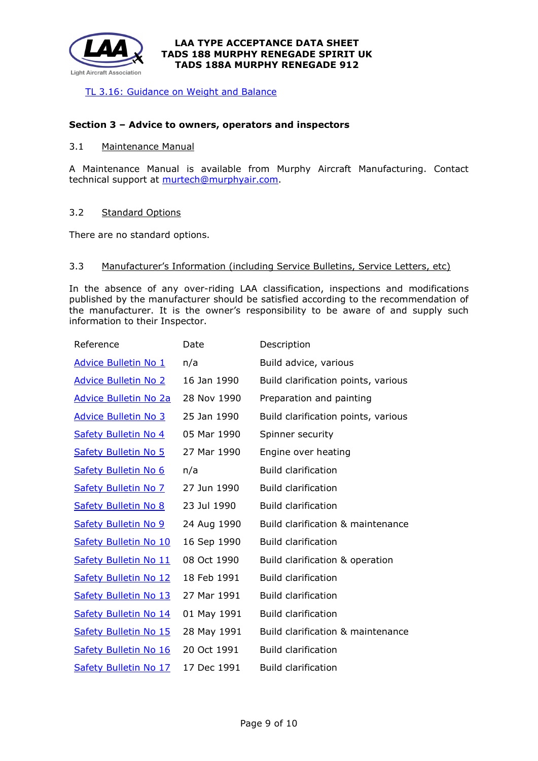TL 3.16: Guidance on Weight and Balance

### Section 3 – Advice to owners, operators and inspectors

#### 3.1 Maintenance Manual

A Maintenance Manual is available from Murphy Aircraft Manufacturing. Contact technical support at murtech@murphyair.com.

#### 3.2 Standard Options

There are no standard options.

#### 3.3 Manufacturer's Information (including Service Bulletins, Service Letters, etc)

In the absence of any over-riding LAA classification, inspections and modifications published by the manufacturer should be satisfied according to the recommendation of the manufacturer. It is the owner's responsibility to be aware of and supply such information to their Inspector.

| Reference | Date | Description |
|---|---|---|
| Advice Bulletin No 1 | n/a | Build advice, various |
| Advice Bulletin No 2 | 16 Jan 1990 | Build clarification points, various |
| Advice Bulletin No 2a | 28 Nov 1990 | Preparation and painting |
| Advice Bulletin No 3 | 25 Jan 1990 | Build clarification points, various |
| Safety Bulletin No 4 | 05 Mar 1990 | Spinner security |
| Safety Bulletin No 5 | 27 Mar 1990 | Engine over heating |
| Safety Bulletin No 6 | n/a | Build clarification |
| Safety Bulletin No 7 | 27 Jun 1990 | Build clarification |
| Safety Bulletin No 8 | 23 Jul 1990 | Build clarification |
| Safety Bulletin No 9 | 24 Aug 1990 | Build clarification & maintenance |
| Safety Bulletin No 10 | 16 Sep 1990 | Build clarification |
| Safety Bulletin No 11 | 08 Oct 1990 | Build clarification & operation |
| Safety Bulletin No 12 | 18 Feb 1991 | Build clarification |
| Safety Bulletin No 13 | 27 Mar 1991 | Build clarification |
| Safety Bulletin No 14 | 01 May 1991 | Build clarification |
| Safety Bulletin No 15 | 28 May 1991 | Build clarification & maintenance |
| Safety Bulletin No 16 | 20 Oct 1991 | Build clarification |
| Safety Bulletin No 17 | 17 Dec 1991 | Build clarification |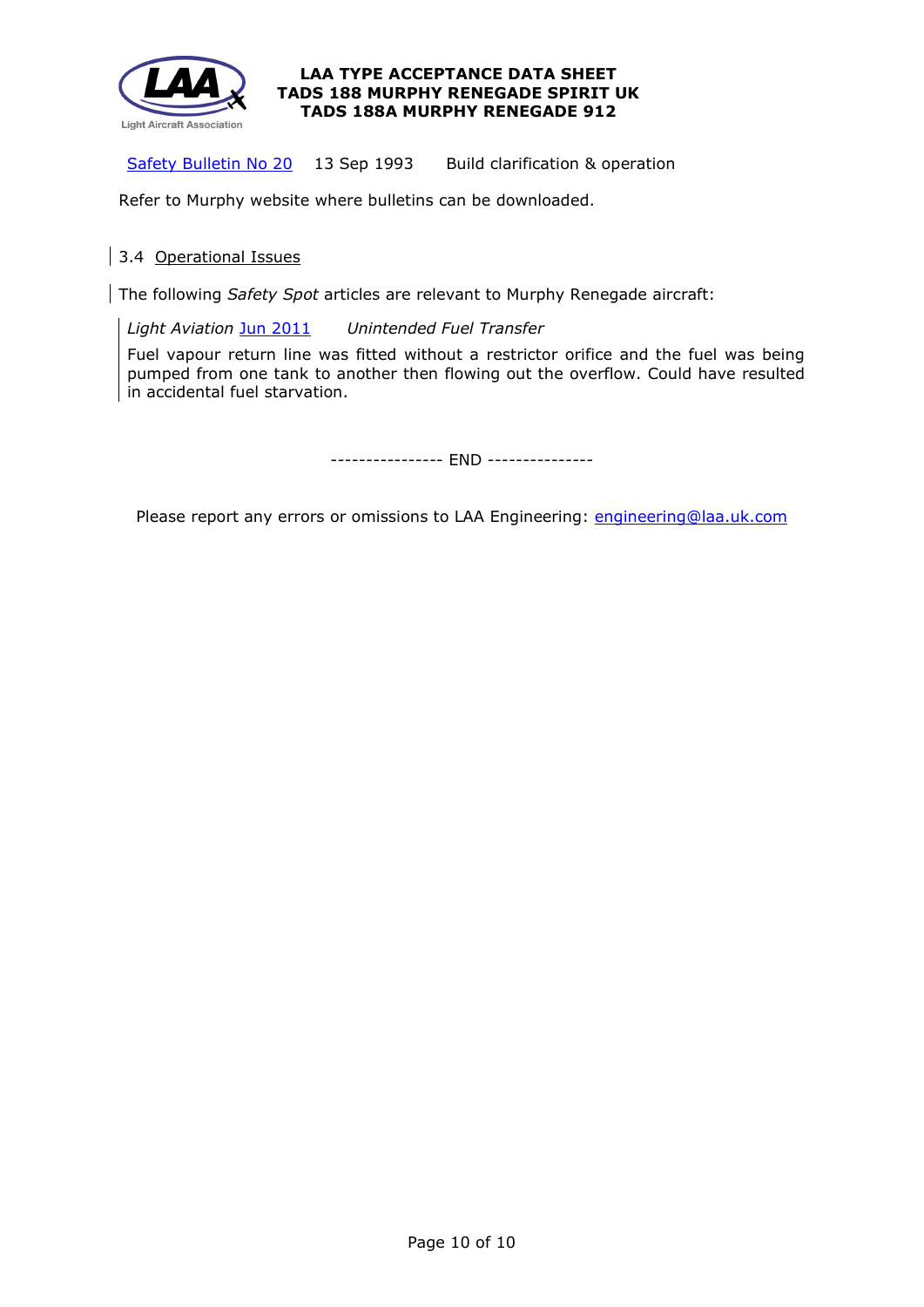Safety Bulletin No 20 13 Sep 1993 Build clarification & operation

Refer to Murphy website where bulletins can be downloaded.

### 3.4 Operational Issues

The following *Safety Spot* articles are relevant to Murphy Renegade aircraft:

*Light Aviation* Jun 2011 *Unintended Fuel Transfer*

Fuel vapour return line was fitted without a restrictor orifice and the fuel was being pumped from one tank to another then flowing out the overflow. Could have resulted in accidental fuel starvation.

---------------- END ---------------

Please report any errors or omissions to LAA Engineering: engineering@laa.uk.com